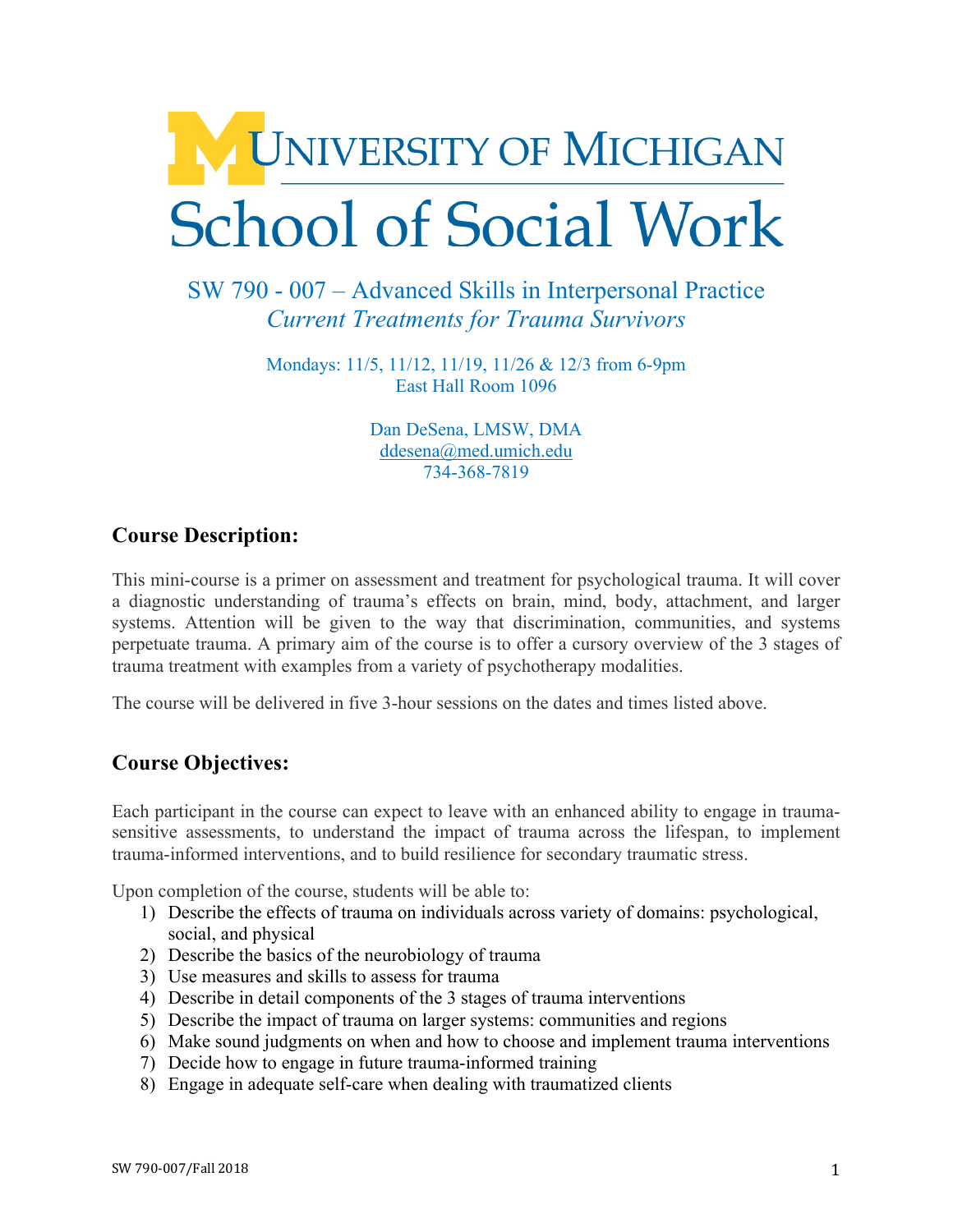# University of Michigan School of Social Work

## SW 790 - 007 – Advanced Skills in Interpersonal Practice
### *Current Treatments for Trauma Survivors*

Mondays: 11/5, 11/12, 11/19, 11/26 & 12/3 from 6-9pm
East Hall Room 1096

Dan DeSena, LMSW, DMA
ddesena@med.umich.edu
734-368-7819

## Course Description:

This mini-course is a primer on assessment and treatment for psychological trauma. It will cover a diagnostic understanding of trauma's effects on brain, mind, body, attachment, and larger systems. Attention will be given to the way that discrimination, communities, and systems perpetuate trauma. A primary aim of the course is to offer a cursory overview of the 3 stages of trauma treatment with examples from a variety of psychotherapy modalities.

The course will be delivered in five 3-hour sessions on the dates and times listed above.

## Course Objectives:

Each participant in the course can expect to leave with an enhanced ability to engage in trauma-sensitive assessments, to understand the impact of trauma across the lifespan, to implement trauma-informed interventions, and to build resilience for secondary traumatic stress.

Upon completion of the course, students will be able to:

1) Describe the effects of trauma on individuals across variety of domains: psychological, social, and physical
2) Describe the basics of the neurobiology of trauma
3) Use measures and skills to assess for trauma
4) Describe in detail components of the 3 stages of trauma interventions
5) Describe the impact of trauma on larger systems: communities and regions
6) Make sound judgments on when and how to choose and implement trauma interventions
7) Decide how to engage in future trauma-informed training
8) Engage in adequate self-care when dealing with traumatized clients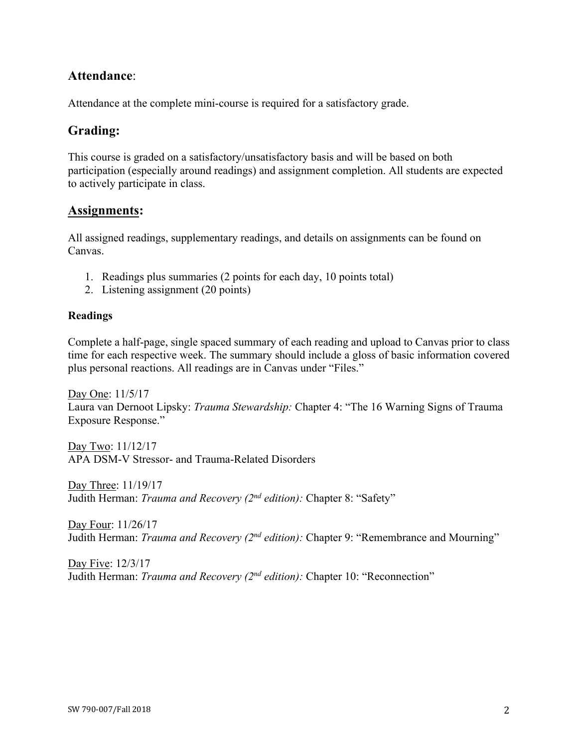## Attendance:

Attendance at the complete mini-course is required for a satisfactory grade.

## Grading:

This course is graded on a satisfactory/unsatisfactory basis and will be based on both participation (especially around readings) and assignment completion. All students are expected to actively participate in class.

## Assignments:

All assigned readings, supplementary readings, and details on assignments can be found on Canvas.

1. Readings plus summaries (2 points for each day, 10 points total)
2. Listening assignment (20 points)

**Readings**

Complete a half-page, single spaced summary of each reading and upload to Canvas prior to class time for each respective week. The summary should include a gloss of basic information covered plus personal reactions. All readings are in Canvas under "Files."

Day One: 11/5/17
Laura van Dernoot Lipsky: *Trauma Stewardship:* Chapter 4: "The 16 Warning Signs of Trauma Exposure Response."

Day Two: 11/12/17
APA DSM-V Stressor- and Trauma-Related Disorders

Day Three: 11/19/17
Judith Herman: *Trauma and Recovery (2nd edition):* Chapter 8: "Safety"

Day Four: 11/26/17
Judith Herman: *Trauma and Recovery (2nd edition):* Chapter 9: "Remembrance and Mourning"

Day Five: 12/3/17
Judith Herman: *Trauma and Recovery (2nd edition):* Chapter 10: "Reconnection"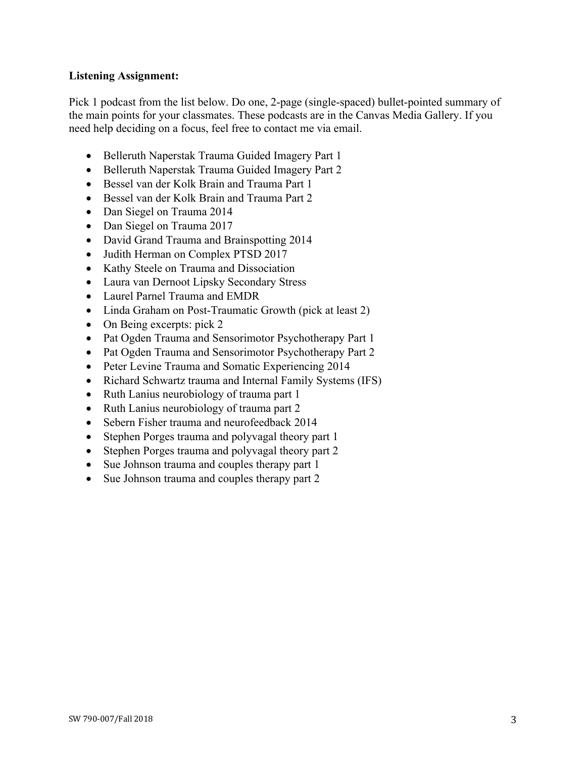**Listening Assignment:**

Pick 1 podcast from the list below. Do one, 2-page (single-spaced) bullet-pointed summary of the main points for your classmates. These podcasts are in the Canvas Media Gallery. If you need help deciding on a focus, feel free to contact me via email.

- Belleruth Naperstak Trauma Guided Imagery Part 1
- Belleruth Naperstak Trauma Guided Imagery Part 2
- Bessel van der Kolk Brain and Trauma Part 1
- Bessel van der Kolk Brain and Trauma Part 2
- Dan Siegel on Trauma 2014
- Dan Siegel on Trauma 2017
- David Grand Trauma and Brainspotting 2014
- Judith Herman on Complex PTSD 2017
- Kathy Steele on Trauma and Dissociation
- Laura van Dernoot Lipsky Secondary Stress
- Laurel Parnel Trauma and EMDR
- Linda Graham on Post-Traumatic Growth (pick at least 2)
- On Being excerpts: pick 2
- Pat Ogden Trauma and Sensorimotor Psychotherapy Part 1
- Pat Ogden Trauma and Sensorimotor Psychotherapy Part 2
- Peter Levine Trauma and Somatic Experiencing 2014
- Richard Schwartz trauma and Internal Family Systems (IFS)
- Ruth Lanius neurobiology of trauma part 1
- Ruth Lanius neurobiology of trauma part 2
- Sebern Fisher trauma and neurofeedback 2014
- Stephen Porges trauma and polyvagal theory part 1
- Stephen Porges trauma and polyvagal theory part 2
- Sue Johnson trauma and couples therapy part 1
- Sue Johnson trauma and couples therapy part 2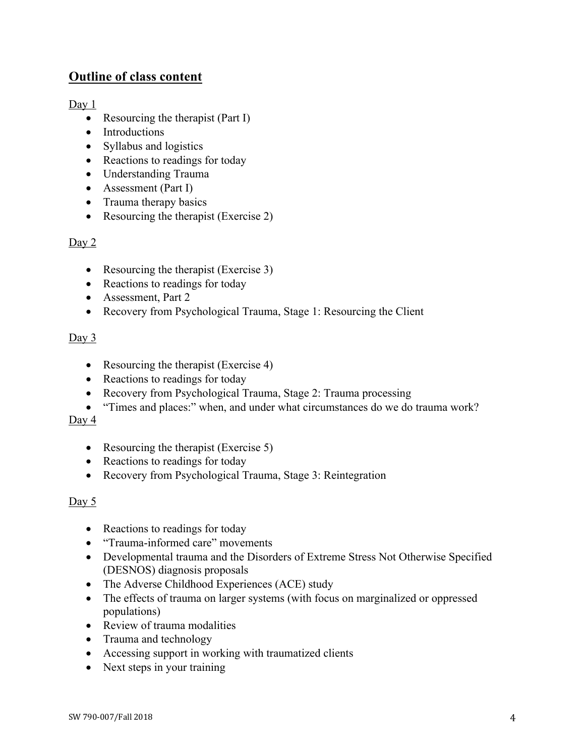## Outline of class content

Day 1

- Resourcing the therapist (Part I)
- Introductions
- Syllabus and logistics
- Reactions to readings for today
- Understanding Trauma
- Assessment (Part I)
- Trauma therapy basics
- Resourcing the therapist (Exercise 2)

Day 2

- Resourcing the therapist (Exercise 3)
- Reactions to readings for today
- Assessment, Part 2
- Recovery from Psychological Trauma, Stage 1: Resourcing the Client

Day 3

- Resourcing the therapist (Exercise 4)
- Reactions to readings for today
- Recovery from Psychological Trauma, Stage 2: Trauma processing
- "Times and places:" when, and under what circumstances do we do trauma work?

Day 4

- Resourcing the therapist (Exercise 5)
- Reactions to readings for today
- Recovery from Psychological Trauma, Stage 3: Reintegration

Day 5

- Reactions to readings for today
- "Trauma-informed care" movements
- Developmental trauma and the Disorders of Extreme Stress Not Otherwise Specified (DESNOS) diagnosis proposals
- The Adverse Childhood Experiences (ACE) study
- The effects of trauma on larger systems (with focus on marginalized or oppressed populations)
- Review of trauma modalities
- Trauma and technology
- Accessing support in working with traumatized clients
- Next steps in your training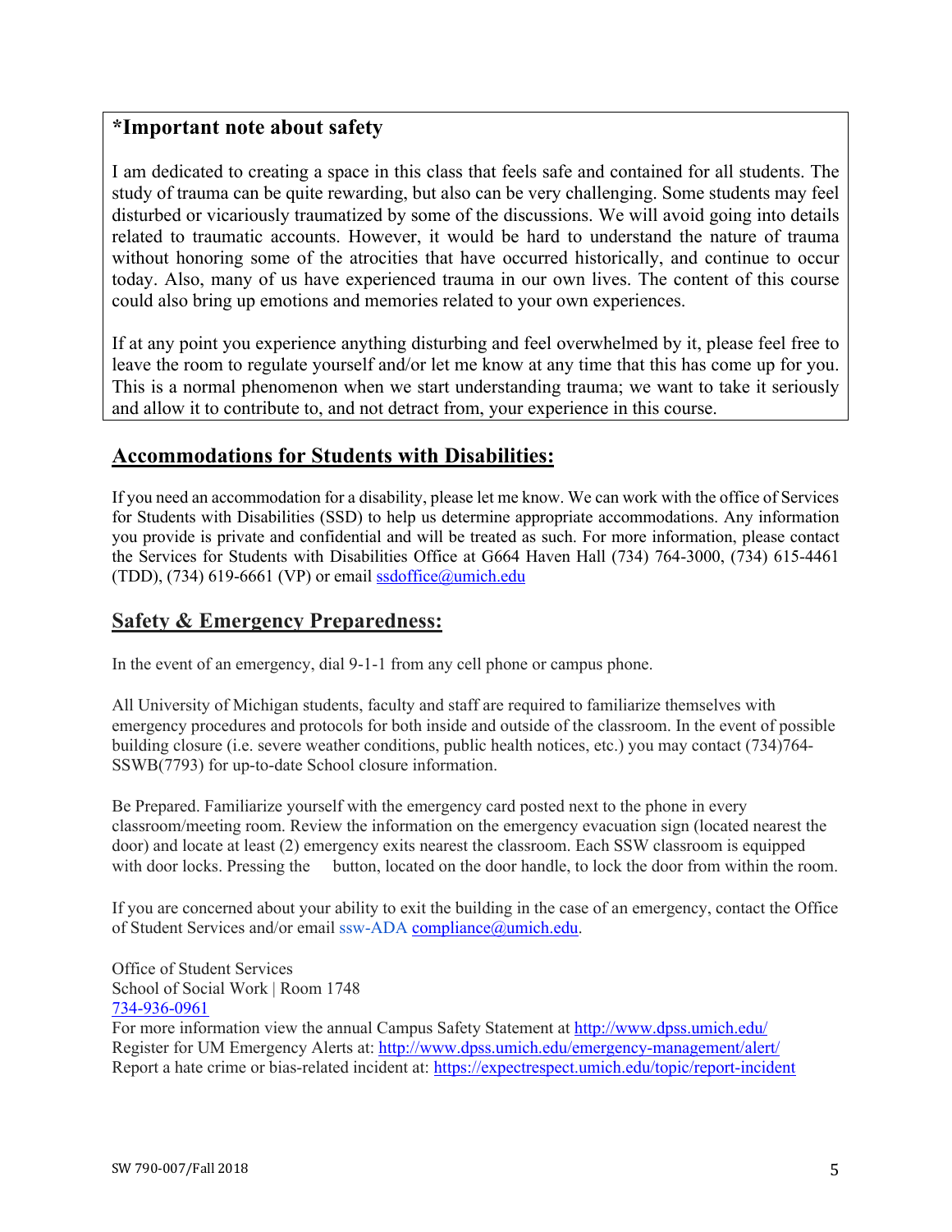## *Important note about safety

I am dedicated to creating a space in this class that feels safe and contained for all students. The study of trauma can be quite rewarding, but also can be very challenging. Some students may feel disturbed or vicariously traumatized by some of the discussions. We will avoid going into details related to traumatic accounts. However, it would be hard to understand the nature of trauma without honoring some of the atrocities that have occurred historically, and continue to occur today. Also, many of us have experienced trauma in our own lives. The content of this course could also bring up emotions and memories related to your own experiences.

If at any point you experience anything disturbing and feel overwhelmed by it, please feel free to leave the room to regulate yourself and/or let me know at any time that this has come up for you. This is a normal phenomenon when we start understanding trauma; we want to take it seriously and allow it to contribute to, and not detract from, your experience in this course.

## Accommodations for Students with Disabilities:

If you need an accommodation for a disability, please let me know. We can work with the office of Services for Students with Disabilities (SSD) to help us determine appropriate accommodations. Any information you provide is private and confidential and will be treated as such. For more information, please contact the Services for Students with Disabilities Office at G664 Haven Hall (734) 764-3000, (734) 615-4461 (TDD), (734) 619-6661 (VP) or email ssdoffice@umich.edu

## Safety & Emergency Preparedness:

In the event of an emergency, dial 9-1-1 from any cell phone or campus phone.

All University of Michigan students, faculty and staff are required to familiarize themselves with emergency procedures and protocols for both inside and outside of the classroom. In the event of possible building closure (i.e. severe weather conditions, public health notices, etc.) you may contact (734)764-SSWB(7793) for up-to-date School closure information.

Be Prepared. Familiarize yourself with the emergency card posted next to the phone in every classroom/meeting room. Review the information on the emergency evacuation sign (located nearest the door) and locate at least (2) emergency exits nearest the classroom. Each SSW classroom is equipped with door locks. Pressing the button, located on the door handle, to lock the door from within the room.

If you are concerned about your ability to exit the building in the case of an emergency, contact the Office of Student Services and/or email ssw-ADA compliance@umich.edu.

Office of Student Services
School of Social Work | Room 1748
734-936-0961
For more information view the annual Campus Safety Statement at http://www.dpss.umich.edu/
Register for UM Emergency Alerts at: http://www.dpss.umich.edu/emergency-management/alert/
Report a hate crime or bias-related incident at: https://expectrespect.umich.edu/topic/report-incident